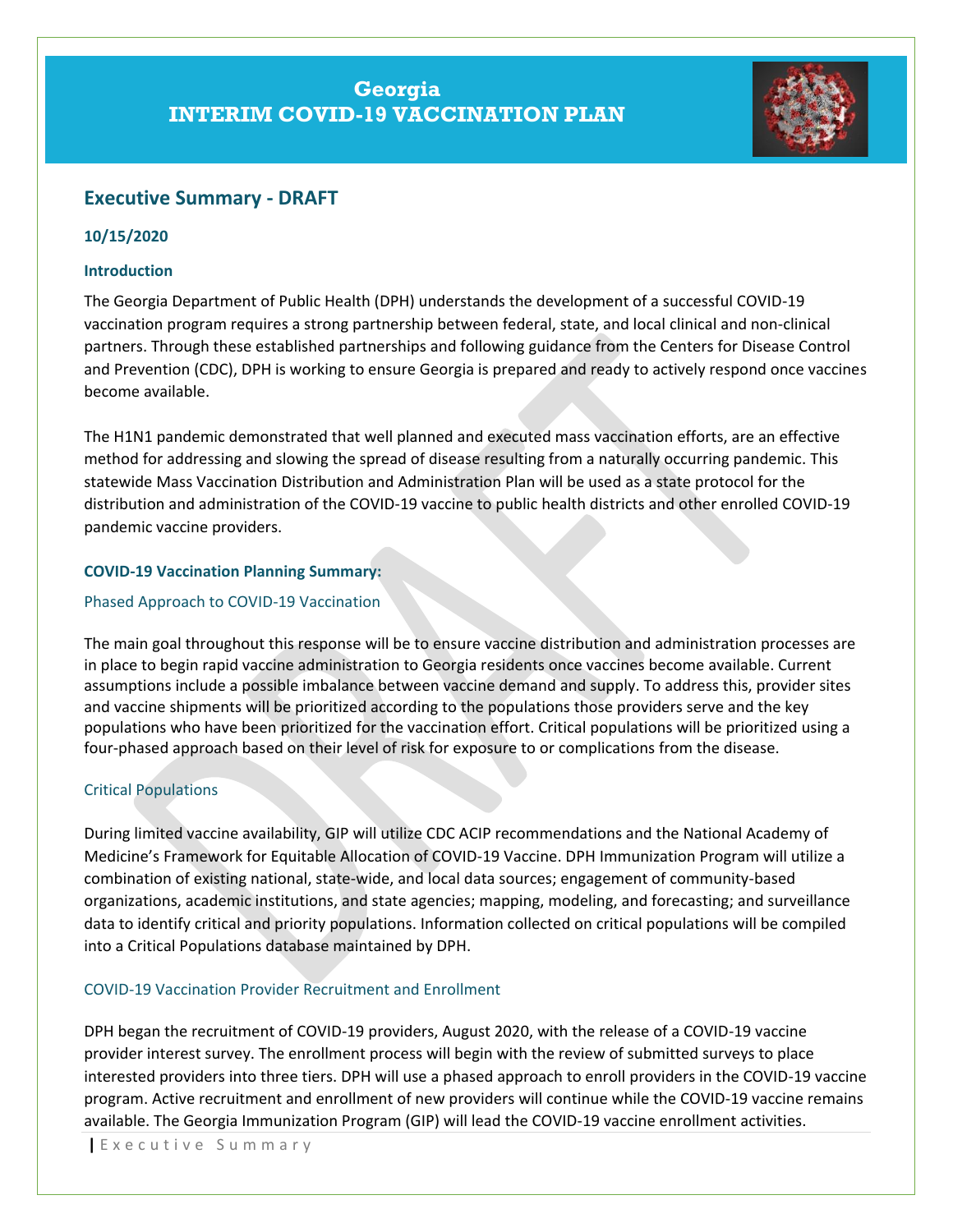# Georgia
# INTERIM COVID-19 VACCINATION PLAN

## Executive Summary - DRAFT

**10/15/2020**

### Introduction

The Georgia Department of Public Health (DPH) understands the development of a successful COVID-19 vaccination program requires a strong partnership between federal, state, and local clinical and non-clinical partners. Through these established partnerships and following guidance from the Centers for Disease Control and Prevention (CDC), DPH is working to ensure Georgia is prepared and ready to actively respond once vaccines become available.

The H1N1 pandemic demonstrated that well planned and executed mass vaccination efforts, are an effective method for addressing and slowing the spread of disease resulting from a naturally occurring pandemic. This statewide Mass Vaccination Distribution and Administration Plan will be used as a state protocol for the distribution and administration of the COVID-19 vaccine to public health districts and other enrolled COVID-19 pandemic vaccine providers.

### COVID-19 Vaccination Planning Summary:

#### Phased Approach to COVID-19 Vaccination

The main goal throughout this response will be to ensure vaccine distribution and administration processes are in place to begin rapid vaccine administration to Georgia residents once vaccines become available. Current assumptions include a possible imbalance between vaccine demand and supply. To address this, provider sites and vaccine shipments will be prioritized according to the populations those providers serve and the key populations who have been prioritized for the vaccination effort. Critical populations will be prioritized using a four-phased approach based on their level of risk for exposure to or complications from the disease.

#### Critical Populations

During limited vaccine availability, GIP will utilize CDC ACIP recommendations and the National Academy of Medicine's Framework for Equitable Allocation of COVID-19 Vaccine. DPH Immunization Program will utilize a combination of existing national, state-wide, and local data sources; engagement of community-based organizations, academic institutions, and state agencies; mapping, modeling, and forecasting; and surveillance data to identify critical and priority populations. Information collected on critical populations will be compiled into a Critical Populations database maintained by DPH.

#### COVID-19 Vaccination Provider Recruitment and Enrollment

DPH began the recruitment of COVID-19 providers, August 2020, with the release of a COVID-19 vaccine provider interest survey. The enrollment process will begin with the review of submitted surveys to place interested providers into three tiers. DPH will use a phased approach to enroll providers in the COVID-19 vaccine program. Active recruitment and enrollment of new providers will continue while the COVID-19 vaccine remains available. The Georgia Immunization Program (GIP) will lead the COVID-19 vaccine enrollment activities.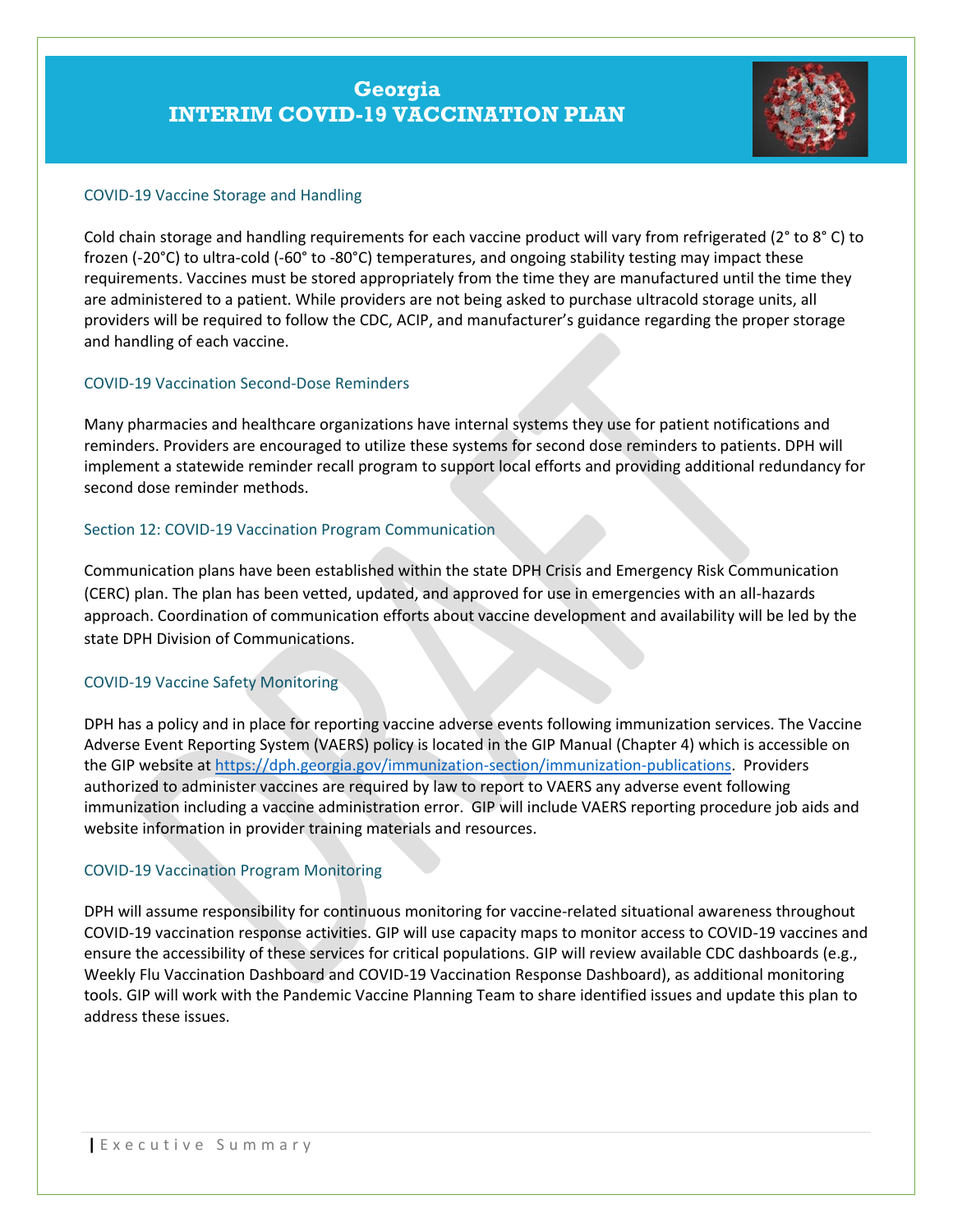## COVID-19 Vaccine Storage and Handling

Cold chain storage and handling requirements for each vaccine product will vary from refrigerated (2° to 8° C) to frozen (-20°C) to ultra-cold (-60° to -80°C) temperatures, and ongoing stability testing may impact these requirements. Vaccines must be stored appropriately from the time they are manufactured until the time they are administered to a patient. While providers are not being asked to purchase ultracold storage units, all providers will be required to follow the CDC, ACIP, and manufacturer's guidance regarding the proper storage and handling of each vaccine.

## COVID-19 Vaccination Second-Dose Reminders

Many pharmacies and healthcare organizations have internal systems they use for patient notifications and reminders. Providers are encouraged to utilize these systems for second dose reminders to patients. DPH will implement a statewide reminder recall program to support local efforts and providing additional redundancy for second dose reminder methods.

## Section 12: COVID-19 Vaccination Program Communication

Communication plans have been established within the state DPH Crisis and Emergency Risk Communication (CERC) plan. The plan has been vetted, updated, and approved for use in emergencies with an all-hazards approach. Coordination of communication efforts about vaccine development and availability will be led by the state DPH Division of Communications.

## COVID-19 Vaccine Safety Monitoring

DPH has a policy and in place for reporting vaccine adverse events following immunization services. The Vaccine Adverse Event Reporting System (VAERS) policy is located in the GIP Manual (Chapter 4) which is accessible on the GIP website at https://dph.georgia.gov/immunization-section/immunization-publications. Providers authorized to administer vaccines are required by law to report to VAERS any adverse event following immunization including a vaccine administration error. GIP will include VAERS reporting procedure job aids and website information in provider training materials and resources.

## COVID-19 Vaccination Program Monitoring

DPH will assume responsibility for continuous monitoring for vaccine-related situational awareness throughout COVID-19 vaccination response activities. GIP will use capacity maps to monitor access to COVID-19 vaccines and ensure the accessibility of these services for critical populations. GIP will review available CDC dashboards (e.g., Weekly Flu Vaccination Dashboard and COVID-19 Vaccination Response Dashboard), as additional monitoring tools. GIP will work with the Pandemic Vaccine Planning Team to share identified issues and update this plan to address these issues.